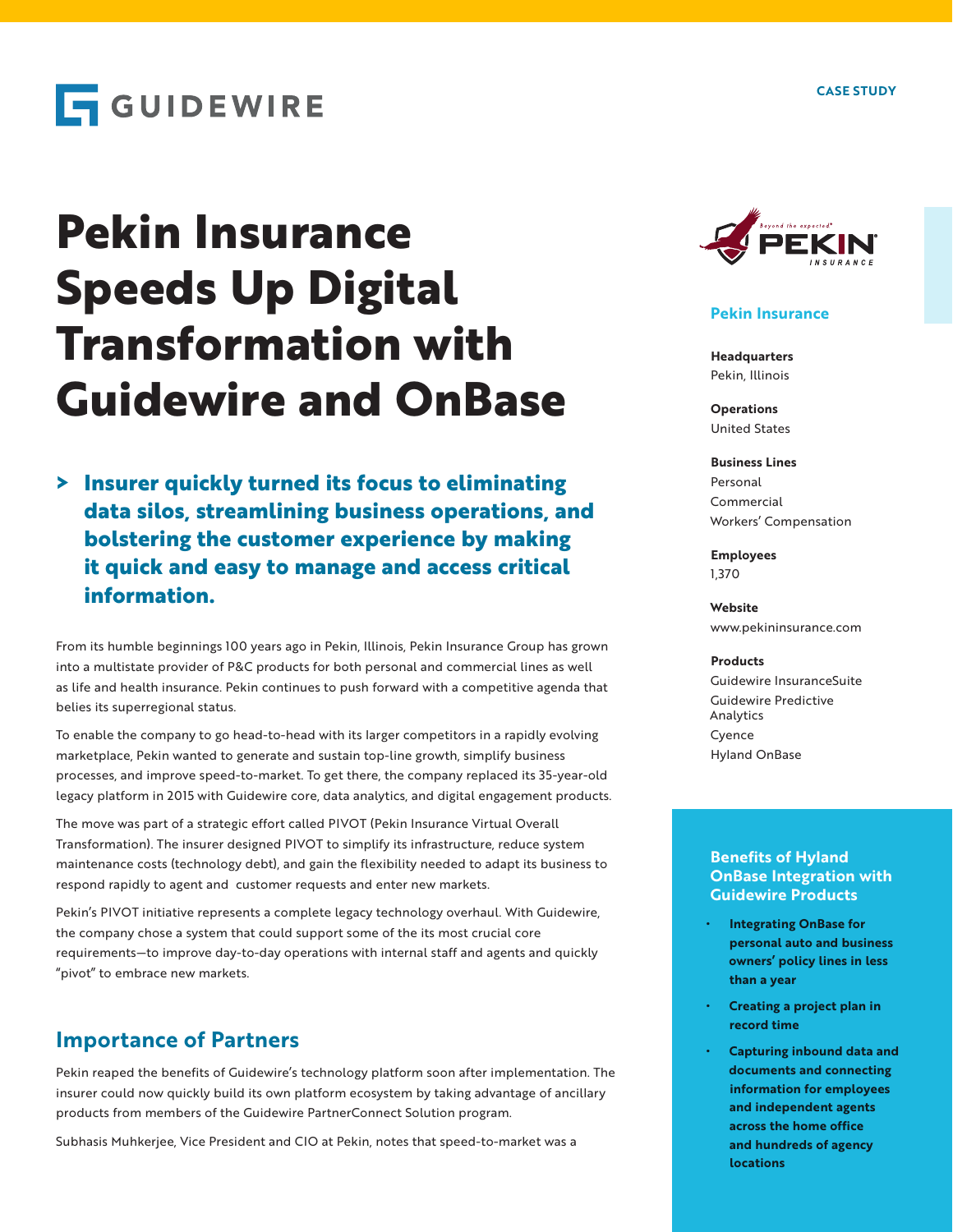GUIDEWIRE

CASE STUDY

# Pekin Insurance Speeds Up Digital Transformation with Guidewire and OnBase

> **Insurer quickly turned its focus to eliminating data silos, streamlining business operations, and bolstering the customer experience by making it quick and easy to manage and access critical information.**

From its humble beginnings 100 years ago in Pekin, Illinois, Pekin Insurance Group has grown into a multistate provider of P&C products for both personal and commercial lines as well as life and health insurance. Pekin continues to push forward with a competitive agenda that belies its superregional status.

To enable the company to go head-to-head with its larger competitors in a rapidly evolving marketplace, Pekin wanted to generate and sustain top-line growth, simplify business processes, and improve speed-to-market. To get there, the company replaced its 35-year-old legacy platform in 2015 with Guidewire core, data analytics, and digital engagement products.

The move was part of a strategic effort called PIVOT (Pekin Insurance Virtual Overall Transformation). The insurer designed PIVOT to simplify its infrastructure, reduce system maintenance costs (technology debt), and gain the flexibility needed to adapt its business to respond rapidly to agent and customer requests and enter new markets.

Pekin's PIVOT initiative represents a complete legacy technology overhaul. With Guidewire, the company chose a system that could support some of the its most crucial core requirements—to improve day-to-day operations with internal staff and agents and quickly "pivot" to embrace new markets.

## Importance of Partners

Pekin reaped the benefits of Guidewire's technology platform soon after implementation. The insurer could now quickly build its own platform ecosystem by taking advantage of ancillary products from members of the Guidewire PartnerConnect Solution program.

Subhasis Muhkerjee, Vice President and CIO at Pekin, notes that speed-to-market was a

### Pekin Insurance

**Headquarters**
Pekin, Illinois

**Operations**
United States

**Business Lines**
Personal
Commercial
Workers' Compensation

**Employees**
1,370

**Website**
www.pekininsurance.com

**Products**
Guidewire InsuranceSuite
Guidewire Predictive Analytics
Cyence
Hyland OnBase

### Benefits of Hyland OnBase Integration with Guidewire Products

- **Integrating OnBase for personal auto and business owners' policy lines in less than a year**
- **Creating a project plan in record time**
- **Capturing inbound data and documents and connecting information for employees and independent agents across the home office and hundreds of agency locations**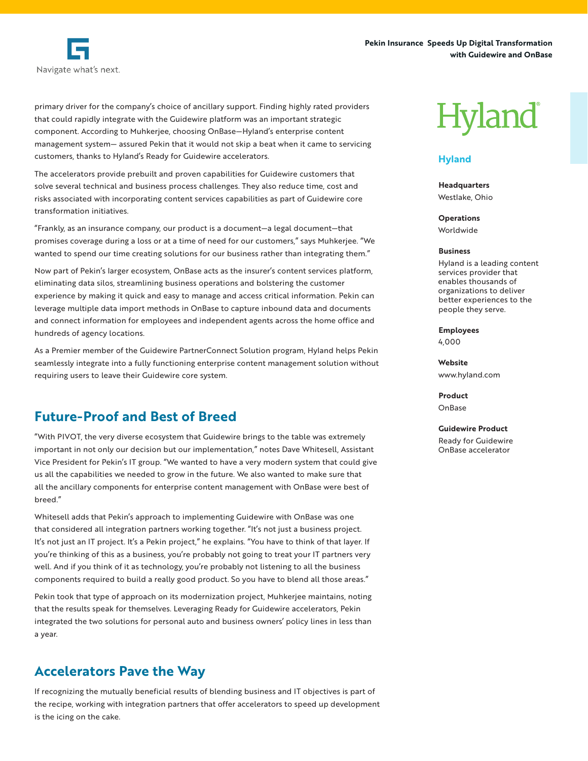primary driver for the company's choice of ancillary support. Finding highly rated providers that could rapidly integrate with the Guidewire platform was an important strategic component. According to Muhkerjee, choosing OnBase—Hyland's enterprise content management system— assured Pekin that it would not skip a beat when it came to servicing customers, thanks to Hyland's Ready for Guidewire accelerators.

The accelerators provide prebuilt and proven capabilities for Guidewire customers that solve several technical and business process challenges. They also reduce time, cost and risks associated with incorporating content services capabilities as part of Guidewire core transformation initiatives.

"Frankly, as an insurance company, our product is a document—a legal document—that promises coverage during a loss or at a time of need for our customers," says Muhkerjee. "We wanted to spend our time creating solutions for our business rather than integrating them."

Now part of Pekin's larger ecosystem, OnBase acts as the insurer's content services platform, eliminating data silos, streamlining business operations and bolstering the customer experience by making it quick and easy to manage and access critical information. Pekin can leverage multiple data import methods in OnBase to capture inbound data and documents and connect information for employees and independent agents across the home office and hundreds of agency locations.

As a Premier member of the Guidewire PartnerConnect Solution program, Hyland helps Pekin seamlessly integrate into a fully functioning enterprise content management solution without requiring users to leave their Guidewire core system.

## Future-Proof and Best of Breed

"With PIVOT, the very diverse ecosystem that Guidewire brings to the table was extremely important in not only our decision but our implementation," notes Dave Whitesell, Assistant Vice President for Pekin's IT group. "We wanted to have a very modern system that could give us all the capabilities we needed to grow in the future. We also wanted to make sure that all the ancillary components for enterprise content management with OnBase were best of breed."

Whitesell adds that Pekin's approach to implementing Guidewire with OnBase was one that considered all integration partners working together. "It's not just a business project. It's not just an IT project. It's a Pekin project," he explains. "You have to think of that layer. If you're thinking of this as a business, you're probably not going to treat your IT partners very well. And if you think of it as technology, you're probably not listening to all the business components required to build a really good product. So you have to blend all those areas."

Pekin took that type of approach on its modernization project, Muhkerjee maintains, noting that the results speak for themselves. Leveraging Ready for Guidewire accelerators, Pekin integrated the two solutions for personal auto and business owners' policy lines in less than a year.

## Accelerators Pave the Way

If recognizing the mutually beneficial results of blending business and IT objectives is part of the recipe, working with integration partners that offer accelerators to speed up development is the icing on the cake.

Hyland

### Hyland

**Headquarters**
Westlake, Ohio

**Operations**
Worldwide

**Business**
Hyland is a leading content services provider that enables thousands of organizations to deliver better experiences to the people they serve.

**Employees**
4,000

**Website**
www.hyland.com

**Product**
OnBase

**Guidewire Product**
Ready for Guidewire OnBase accelerator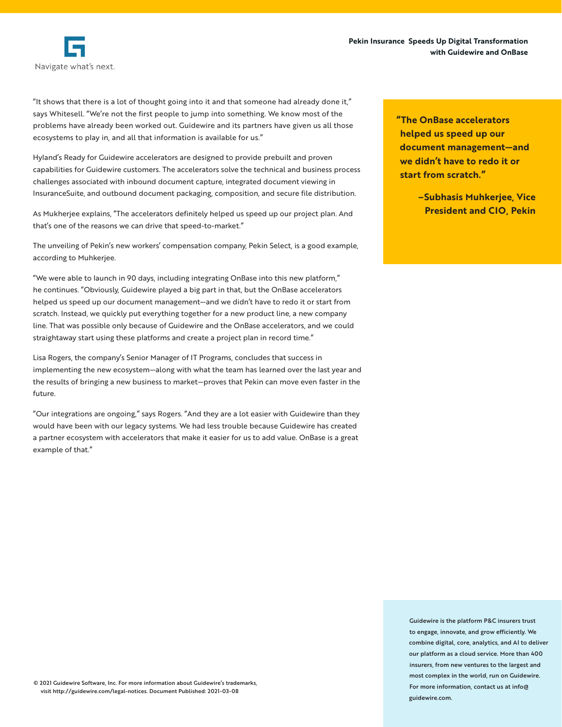"It shows that there is a lot of thought going into it and that someone had already done it," says Whitesell. "We're not the first people to jump into something. We know most of the problems have already been worked out. Guidewire and its partners have given us all those ecosystems to play in, and all that information is available for us."

Hyland's Ready for Guidewire accelerators are designed to provide prebuilt and proven capabilities for Guidewire customers. The accelerators solve the technical and business process challenges associated with inbound document capture, integrated document viewing in InsuranceSuite, and outbound document packaging, composition, and secure file distribution.

As Mukherjee explains, "The accelerators definitely helped us speed up our project plan. And that's one of the reasons we can drive that speed-to-market."

The unveiling of Pekin's new workers' compensation company, Pekin Select, is a good example, according to Muhkerjee.

"We were able to launch in 90 days, including integrating OnBase into this new platform," he continues. "Obviously, Guidewire played a big part in that, but the OnBase accelerators helped us speed up our document management—and we didn't have to redo it or start from scratch. Instead, we quickly put everything together for a new product line, a new company line. That was possible only because of Guidewire and the OnBase accelerators, and we could straightaway start using these platforms and create a project plan in record time."

Lisa Rogers, the company's Senior Manager of IT Programs, concludes that success in implementing the new ecosystem—along with what the team has learned over the last year and the results of bringing a new business to market—proves that Pekin can move even faster in the future.

"Our integrations are ongoing," says Rogers. "And they are a lot easier with Guidewire than they would have been with our legacy systems. We had less trouble because Guidewire has created a partner ecosystem with accelerators that make it easier for us to add value. OnBase is a great example of that."

> **"The OnBase accelerators helped us speed up our document management—and we didn't have to redo it or start from scratch."**
>
> **–Subhasis Muhkerjee, Vice President and CIO, Pekin**

© 2021 Guidewire Software, Inc. For more information about Guidewire's trademarks, visit http://guidewire.com/legal-notices. Document Published: 2021-03-08

Guidewire is the platform P&C insurers trust to engage, innovate, and grow efficiently. We combine digital, core, analytics, and AI to deliver our platform as a cloud service. More than 400 insurers, from new ventures to the largest and most complex in the world, run on Guidewire. For more information, contact us at info@guidewire.com.